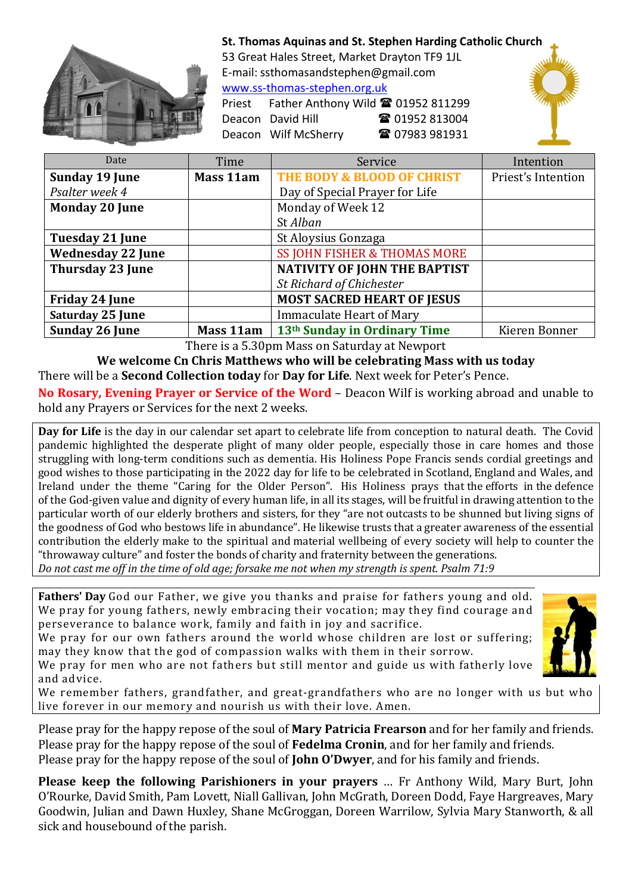**St. Thomas Aquinas and St. Stephen Harding Catholic Church**
53 Great Hales Street, Market Drayton TF9 1JL
E-mail: ssthomasandstephen@gmail.com
www.ss-thomas-stephen.org.uk

Priest Father Anthony Wild ☎ 01952 811299
Deacon David Hill ☎ 01952 813004
Deacon Wilf McSherry ☎ 07983 981931

| Date | Time | Service | Intention |
|---|---|---|---|
| **Sunday 19 June** *Psalter week 4* | **Mass 11am** | **THE BODY & BLOOD OF CHRIST** Day of Special Prayer for Life | Priest's Intention |
| **Monday 20 June** | | Monday of Week 12 St *Alban* | |
| **Tuesday 21 June** | | St Aloysius Gonzaga | |
| **Wednesday 22 June** | | SS JOHN FISHER & THOMAS MORE | |
| **Thursday 23 June** | | **NATIVITY OF JOHN THE BAPTIST** *St Richard of Chichester* | |
| **Friday 24 June** | | **MOST SACRED HEART OF JESUS** | |
| **Saturday 25 June** | | Immaculate Heart of Mary | |
| **Sunday 26 June** | **Mass 11am** | **13th Sunday in Ordinary Time** | Kieren Bonner |

There is a 5.30pm Mass on Saturday at Newport

**We welcome Cn Chris Matthews who will be celebrating Mass with us today**

There will be a **Second Collection today** for **Day for Life**. Next week for Peter's Pence.

**No Rosary, Evening Prayer or Service of the Word** – Deacon Wilf is working abroad and unable to hold any Prayers or Services for the next 2 weeks.

**Day for Life** is the day in our calendar set apart to celebrate life from conception to natural death. The Covid pandemic highlighted the desperate plight of many older people, especially those in care homes and those struggling with long-term conditions such as dementia. His Holiness Pope Francis sends cordial greetings and good wishes to those participating in the 2022 day for life to be celebrated in Scotland, England and Wales, and Ireland under the theme "Caring for the Older Person". His Holiness prays that the efforts in the defence of the God-given value and dignity of every human life, in all its stages, will be fruitful in drawing attention to the particular worth of our elderly brothers and sisters, for they "are not outcasts to be shunned but living signs of the goodness of God who bestows life in abundance". He likewise trusts that a greater awareness of the essential contribution the elderly make to the spiritual and material wellbeing of every society will help to counter the "throwaway culture" and foster the bonds of charity and fraternity between the generations.
*Do not cast me off in the time of old age; forsake me not when my strength is spent. Psalm 71:9*

**Fathers' Day** God our Father, we give you thanks and praise for fathers young and old.
We pray for young fathers, newly embracing their vocation; may they find courage and perseverance to balance work, family and faith in joy and sacrifice.
We pray for our own fathers around the world whose children are lost or suffering; may they know that the god of compassion walks with them in their sorrow.
We pray for men who are not fathers but still mentor and guide us with fatherly love and advice.
We remember fathers, grandfather, and great-grandfathers who are no longer with us but who live forever in our memory and nourish us with their love. Amen.

Please pray for the happy repose of the soul of **Mary Patricia Frearson** and for her family and friends.
Please pray for the happy repose of the soul of **Fedelma Cronin**, and for her family and friends.
Please pray for the happy repose of the soul of **John O'Dwyer**, and for his family and friends.

**Please keep the following Parishioners in your prayers** … Fr Anthony Wild, Mary Burt, John O'Rourke, David Smith, Pam Lovett, Niall Gallivan, John McGrath, Doreen Dodd, Faye Hargreaves, Mary Goodwin, Julian and Dawn Huxley, Shane McGroggan, Doreen Warrilow, Sylvia Mary Stanworth, & all sick and housebound of the parish.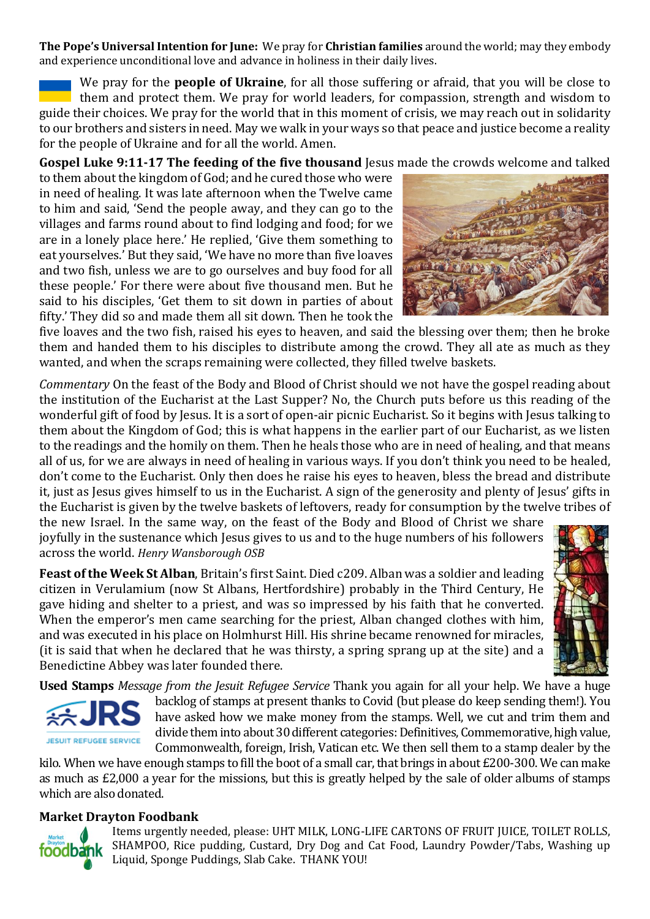**The Pope's Universal Intention for June:** We pray for **Christian families** around the world; may they embody and experience unconditional love and advance in holiness in their daily lives.

We pray for the **people of Ukraine**, for all those suffering or afraid, that you will be close to them and protect them. We pray for world leaders, for compassion, strength and wisdom to guide their choices. We pray for the world that in this moment of crisis, we may reach out in solidarity to our brothers and sisters in need. May we walk in your ways so that peace and justice become a reality for the people of Ukraine and for all the world. Amen.

**Gospel Luke 9:11-17 The feeding of the five thousand** Jesus made the crowds welcome and talked to them about the kingdom of God; and he cured those who were in need of healing. It was late afternoon when the Twelve came to him and said, 'Send the people away, and they can go to the villages and farms round about to find lodging and food; for we are in a lonely place here.' He replied, 'Give them something to eat yourselves.' But they said, 'We have no more than five loaves and two fish, unless we are to go ourselves and buy food for all these people.' For there were about five thousand men. But he said to his disciples, 'Get them to sit down in parties of about fifty.' They did so and made them all sit down. Then he took the five loaves and the two fish, raised his eyes to heaven, and said the blessing over them; then he broke them and handed them to his disciples to distribute among the crowd. They all ate as much as they wanted, and when the scraps remaining were collected, they filled twelve baskets.

*Commentary* On the feast of the Body and Blood of Christ should we not have the gospel reading about the institution of the Eucharist at the Last Supper? No, the Church puts before us this reading of the wonderful gift of food by Jesus. It is a sort of open-air picnic Eucharist. So it begins with Jesus talking to them about the Kingdom of God; this is what happens in the earlier part of our Eucharist, as we listen to the readings and the homily on them. Then he heals those who are in need of healing, and that means all of us, for we are always in need of healing in various ways. If you don't think you need to be healed, don't come to the Eucharist. Only then does he raise his eyes to heaven, bless the bread and distribute it, just as Jesus gives himself to us in the Eucharist. A sign of the generosity and plenty of Jesus' gifts in the Eucharist is given by the twelve baskets of leftovers, ready for consumption by the twelve tribes of the new Israel. In the same way, on the feast of the Body and Blood of Christ we share joyfully in the sustenance which Jesus gives to us and to the huge numbers of his followers across the world. *Henry Wansborough OSB*

**Feast of the Week St Alban**, Britain's first Saint. Died c209. Alban was a soldier and leading citizen in Verulamium (now St Albans, Hertfordshire) probably in the Third Century, He gave hiding and shelter to a priest, and was so impressed by his faith that he converted. When the emperor's men came searching for the priest, Alban changed clothes with him, and was executed in his place on Holmhurst Hill. His shrine became renowned for miracles, (it is said that when he declared that he was thirsty, a spring sprang up at the site) and a Benedictine Abbey was later founded there.

**Used Stamps** *Message from the Jesuit Refugee Service* Thank you again for all your help. We have a huge backlog of stamps at present thanks to Covid (but please do keep sending them!). You have asked how we make money from the stamps. Well, we cut and trim them and divide them into about 30 different categories: Definitives, Commemorative, high value, Commonwealth, foreign, Irish, Vatican etc. We then sell them to a stamp dealer by the kilo. When we have enough stamps to fill the boot of a small car, that brings in about £200-300. We can make as much as £2,000 a year for the missions, but this is greatly helped by the sale of older albums of stamps which are also donated.

### Market Drayton Foodbank

Items urgently needed, please: UHT MILK, LONG-LIFE CARTONS OF FRUIT JUICE, TOILET ROLLS, SHAMPOO, Rice pudding, Custard, Dry Dog and Cat Food, Laundry Powder/Tabs, Washing up Liquid, Sponge Puddings, Slab Cake. THANK YOU!